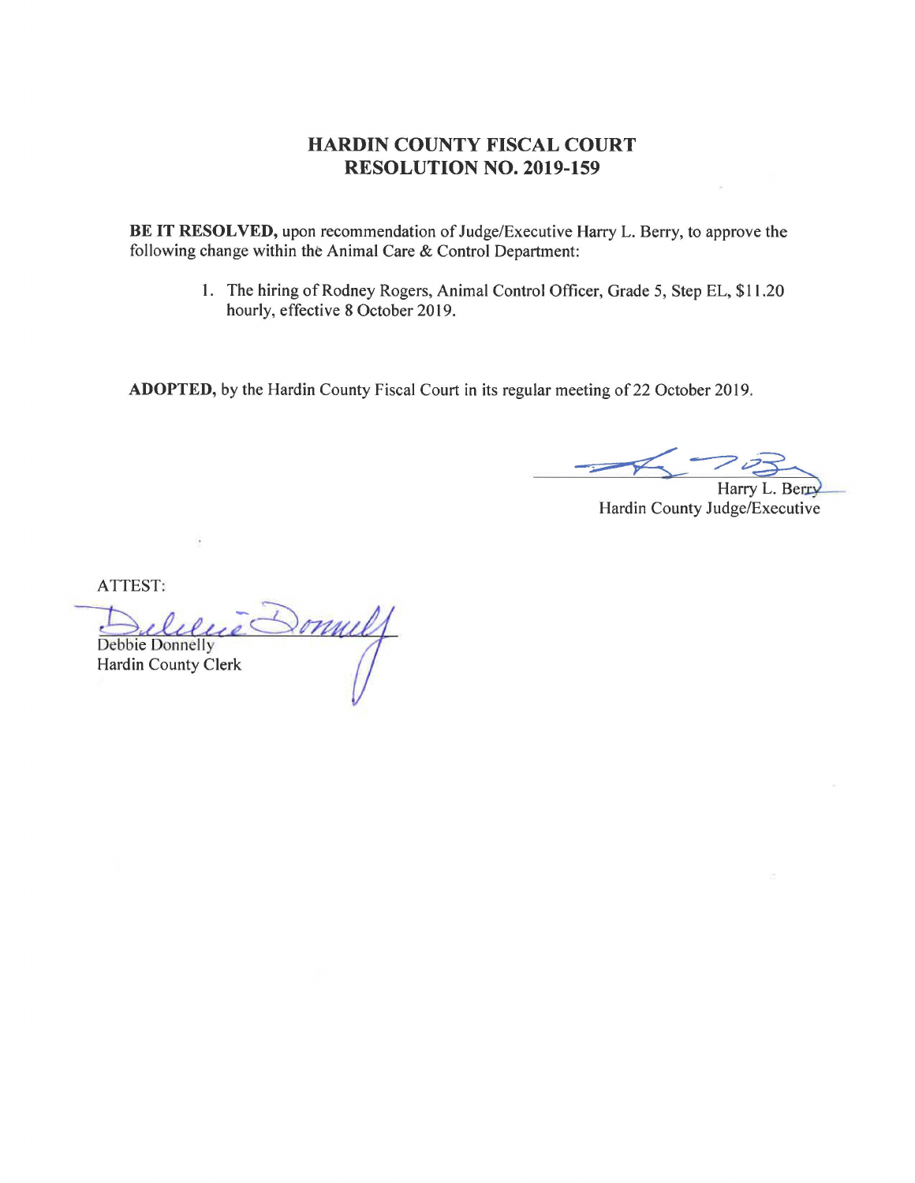# HARDIN COUNTY FISCAL COURT
# RESOLUTION NO. 2019-159

**BE IT RESOLVED,** upon recommendation of Judge/Executive Harry L. Berry, to approve the following change within the Animal Care & Control Department:

1. The hiring of Rodney Rogers, Animal Control Officer, Grade 5, Step EL, $11.20 hourly, effective 8 October 2019.

**ADOPTED,** by the Hardin County Fiscal Court in its regular meeting of 22 October 2019.

Harry L. Berry
Hardin County Judge/Executive

ATTEST:

Debbie Donnelly
Hardin County Clerk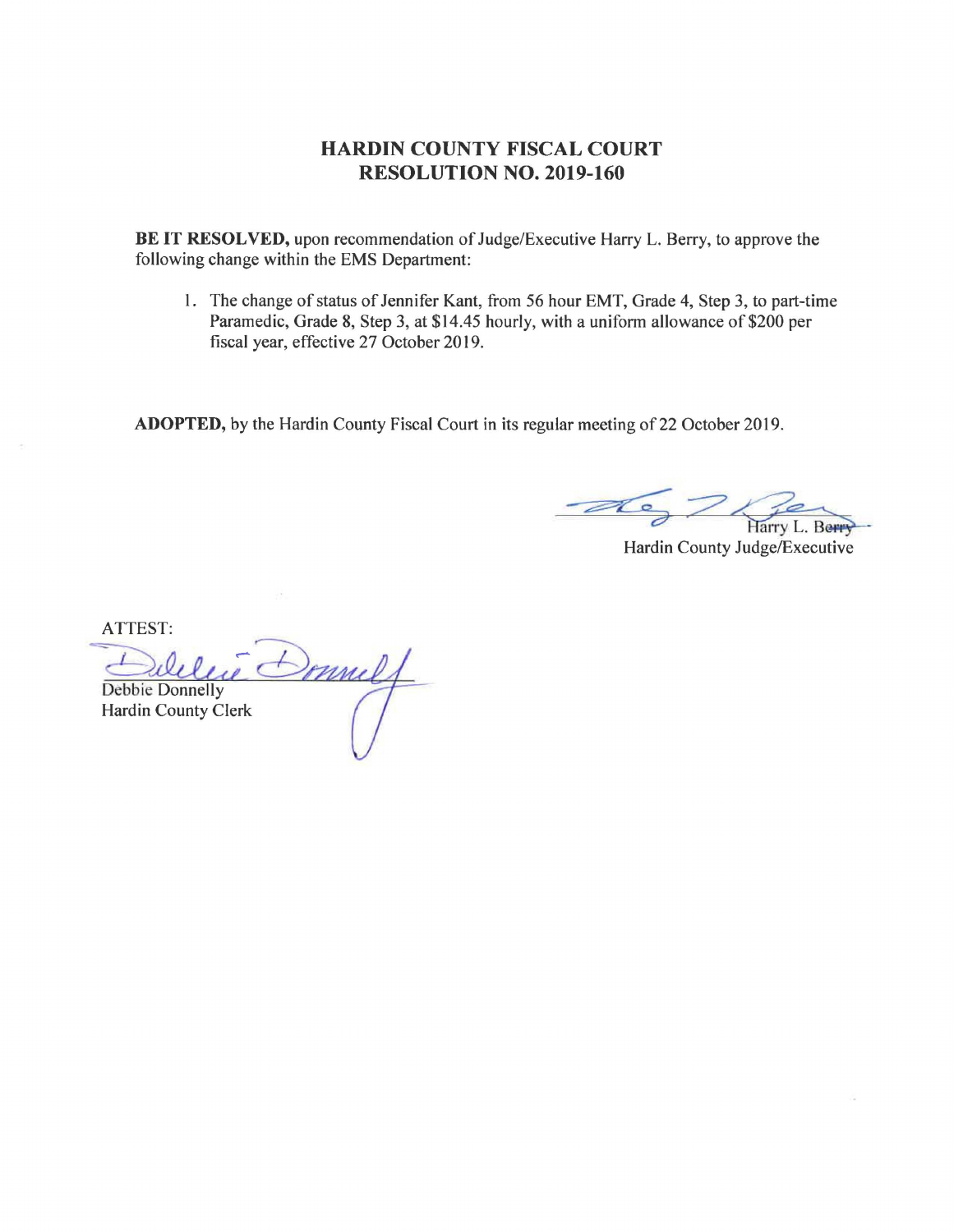# HARDIN COUNTY FISCAL COURT
# RESOLUTION NO. 2019-160

**BE IT RESOLVED,** upon recommendation of Judge/Executive Harry L. Berry, to approve the following change within the EMS Department:

1. The change of status of Jennifer Kant, from 56 hour EMT, Grade 4, Step 3, to part-time Paramedic, Grade 8, Step 3, at $14.45 hourly, with a uniform allowance of $200 per fiscal year, effective 27 October 2019.

**ADOPTED,** by the Hardin County Fiscal Court in its regular meeting of 22 October 2019.

Harry L. Berry
Hardin County Judge/Executive

ATTEST:

Debbie Donnelly
Hardin County Clerk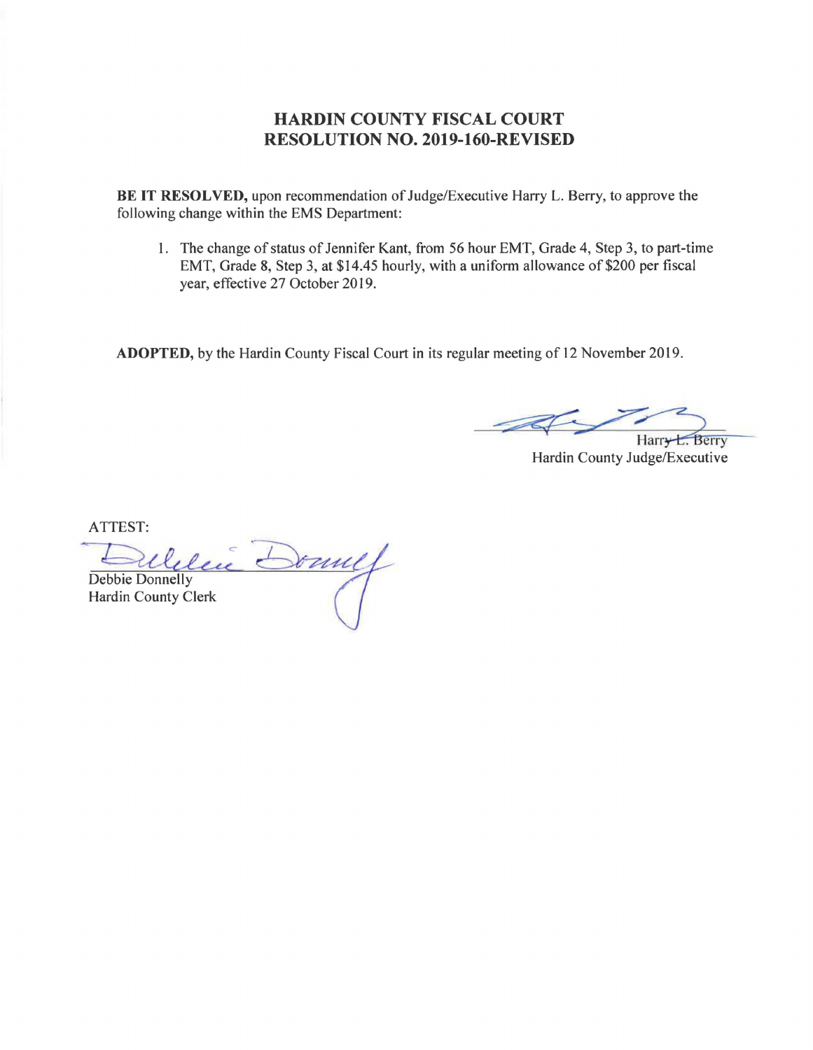# HARDIN COUNTY FISCAL COURT
# RESOLUTION NO. 2019-160-REVISED

**BE IT RESOLVED,** upon recommendation of Judge/Executive Harry L. Berry, to approve the following change within the EMS Department:

1. The change of status of Jennifer Kant, from 56 hour EMT, Grade 4, Step 3, to part-time EMT, Grade 8, Step 3, at $14.45 hourly, with a uniform allowance of $200 per fiscal year, effective 27 October 2019.

**ADOPTED,** by the Hardin County Fiscal Court in its regular meeting of 12 November 2019.

Harry L. Berry
Hardin County Judge/Executive

ATTEST:

Debbie Donnelly
Hardin County Clerk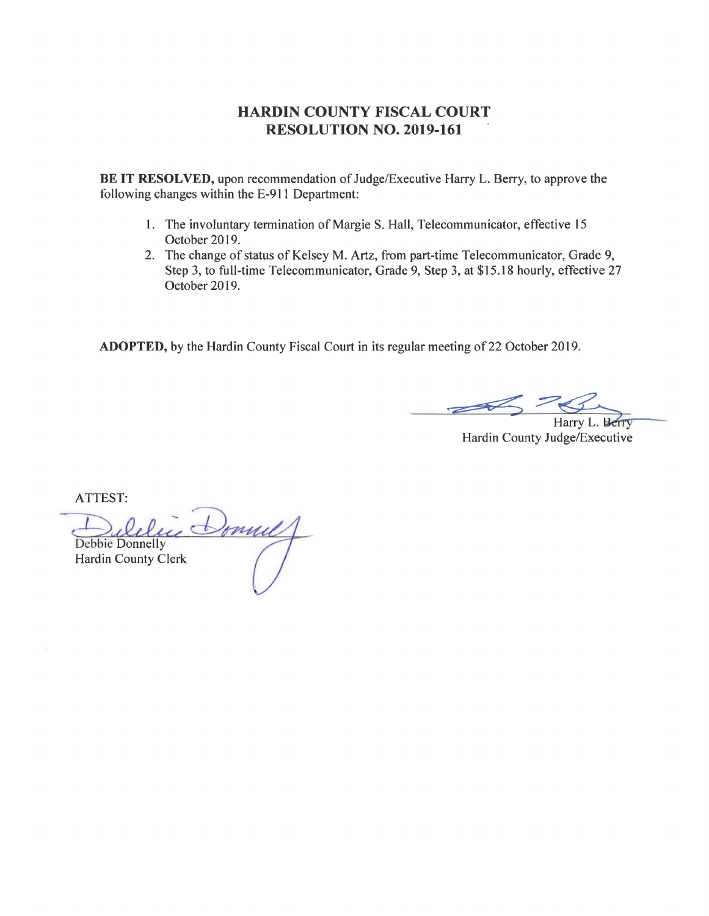# HARDIN COUNTY FISCAL COURT
# RESOLUTION NO. 2019-161

**BE IT RESOLVED,** upon recommendation of Judge/Executive Harry L. Berry, to approve the following changes within the E-911 Department:

1. The involuntary termination of Margie S. Hall, Telecommunicator, effective 15 October 2019.
2. The change of status of Kelsey M. Artz, from part-time Telecommunicator, Grade 9, Step 3, to full-time Telecommunicator, Grade 9, Step 3, at $15.18 hourly, effective 27 October 2019.

**ADOPTED,** by the Hardin County Fiscal Court in its regular meeting of 22 October 2019.

Harry L. Berry
Hardin County Judge/Executive

ATTEST:

Debbie Donnelly
Hardin County Clerk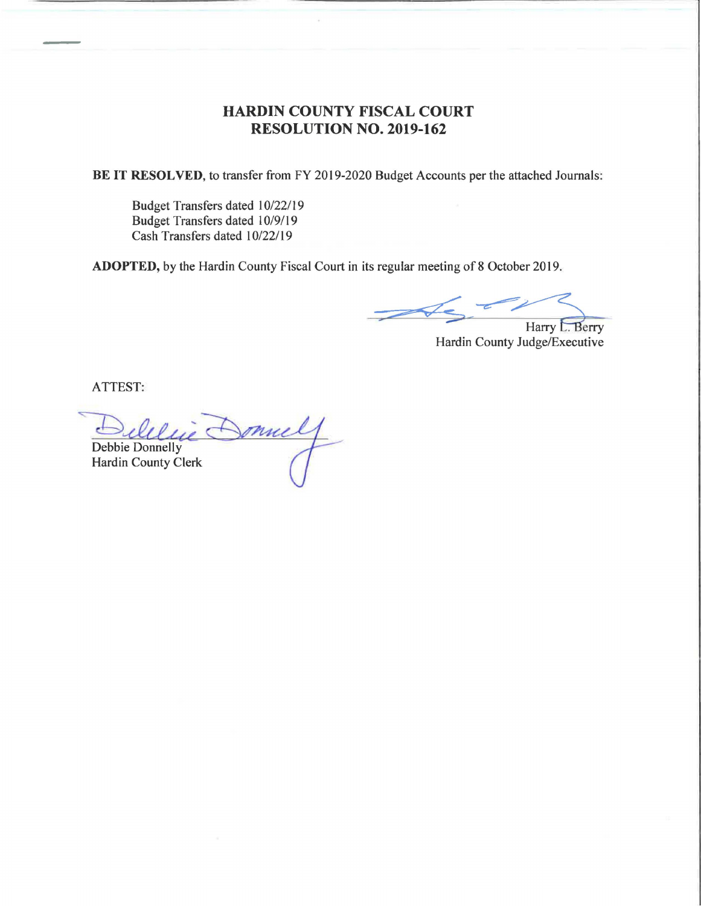# HARDIN COUNTY FISCAL COURT
# RESOLUTION NO. 2019-162

**BE IT RESOLVED,** to transfer from FY 2019-2020 Budget Accounts per the attached Journals:

Budget Transfers dated 10/22/19
Budget Transfers dated 10/9/19
Cash Transfers dated 10/22/19

**ADOPTED,** by the Hardin County Fiscal Court in its regular meeting of 8 October 2019.

Harry L. Berry
Hardin County Judge/Executive

ATTEST:

Debbie Donnelly
Hardin County Clerk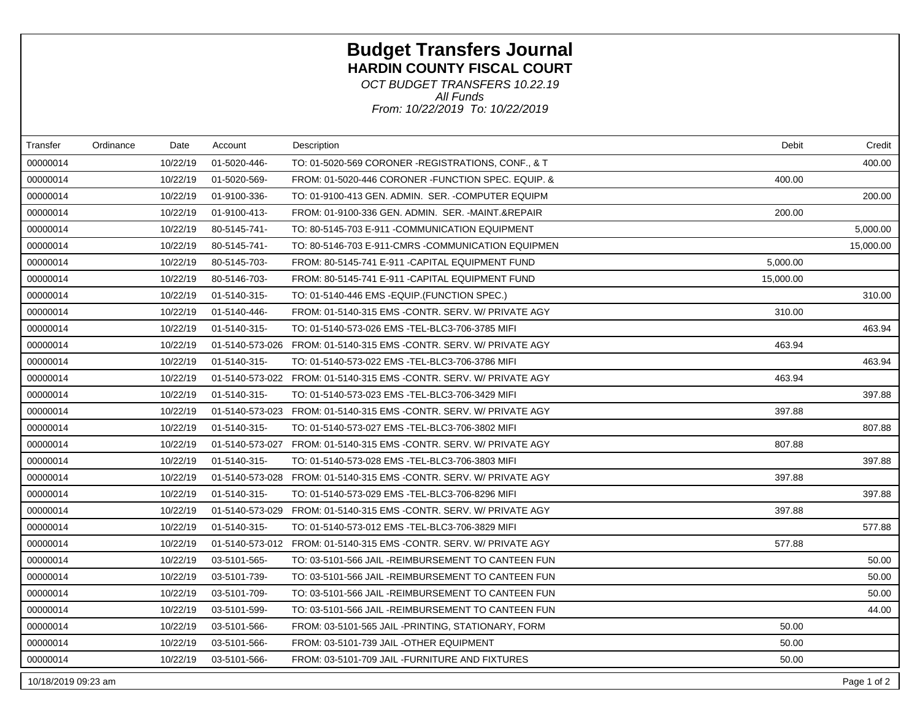# Budget Transfers Journal

## HARDIN COUNTY FISCAL COURT

*OCT BUDGET TRANSFERS 10.22.19*

*All Funds*

*From: 10/22/2019 To: 10/22/2019*

| Transfer | Ordinance | Date | Account | Description | Debit | Credit |
|---|---|---|---|---|---|---|
| 00000014 | | 10/22/19 | 01-5020-446- | TO: 01-5020-569 CORONER -REGISTRATIONS, CONF., & T | | 400.00 |
| 00000014 | | 10/22/19 | 01-5020-569- | FROM: 01-5020-446 CORONER -FUNCTION SPEC. EQUIP. & | 400.00 | |
| 00000014 | | 10/22/19 | 01-9100-336- | TO: 01-9100-413 GEN. ADMIN. SER. -COMPUTER EQUIPM | | 200.00 |
| 00000014 | | 10/22/19 | 01-9100-413- | FROM: 01-9100-336 GEN. ADMIN. SER. -MAINT.&REPAIR | 200.00 | |
| 00000014 | | 10/22/19 | 80-5145-741- | TO: 80-5145-703 E-911 -COMMUNICATION EQUIPMENT | | 5,000.00 |
| 00000014 | | 10/22/19 | 80-5145-741- | TO: 80-5146-703 E-911-CMRS -COMMUNICATION EQUIPMEN | | 15,000.00 |
| 00000014 | | 10/22/19 | 80-5145-703- | FROM: 80-5145-741 E-911 -CAPITAL EQUIPMENT FUND | 5,000.00 | |
| 00000014 | | 10/22/19 | 80-5146-703- | FROM: 80-5145-741 E-911 -CAPITAL EQUIPMENT FUND | 15,000.00 | |
| 00000014 | | 10/22/19 | 01-5140-315- | TO: 01-5140-446 EMS -EQUIP.(FUNCTION SPEC.) | | 310.00 |
| 00000014 | | 10/22/19 | 01-5140-446- | FROM: 01-5140-315 EMS -CONTR. SERV. W/ PRIVATE AGY | 310.00 | |
| 00000014 | | 10/22/19 | 01-5140-315- | TO: 01-5140-573-026 EMS -TEL-BLC3-706-3785 MIFI | | 463.94 |
| 00000014 | | 10/22/19 | 01-5140-573-026 | FROM: 01-5140-315 EMS -CONTR. SERV. W/ PRIVATE AGY | 463.94 | |
| 00000014 | | 10/22/19 | 01-5140-315- | TO: 01-5140-573-022 EMS -TEL-BLC3-706-3786 MIFI | | 463.94 |
| 00000014 | | 10/22/19 | 01-5140-573-022 | FROM: 01-5140-315 EMS -CONTR. SERV. W/ PRIVATE AGY | 463.94 | |
| 00000014 | | 10/22/19 | 01-5140-315- | TO: 01-5140-573-023 EMS -TEL-BLC3-706-3429 MIFI | | 397.88 |
| 00000014 | | 10/22/19 | 01-5140-573-023 | FROM: 01-5140-315 EMS -CONTR. SERV. W/ PRIVATE AGY | 397.88 | |
| 00000014 | | 10/22/19 | 01-5140-315- | TO: 01-5140-573-027 EMS -TEL-BLC3-706-3802 MIFI | | 807.88 |
| 00000014 | | 10/22/19 | 01-5140-573-027 | FROM: 01-5140-315 EMS -CONTR. SERV. W/ PRIVATE AGY | 807.88 | |
| 00000014 | | 10/22/19 | 01-5140-315- | TO: 01-5140-573-028 EMS -TEL-BLC3-706-3803 MIFI | | 397.88 |
| 00000014 | | 10/22/19 | 01-5140-573-028 | FROM: 01-5140-315 EMS -CONTR. SERV. W/ PRIVATE AGY | 397.88 | |
| 00000014 | | 10/22/19 | 01-5140-315- | TO: 01-5140-573-029 EMS -TEL-BLC3-706-8296 MIFI | | 397.88 |
| 00000014 | | 10/22/19 | 01-5140-573-029 | FROM: 01-5140-315 EMS -CONTR. SERV. W/ PRIVATE AGY | 397.88 | |
| 00000014 | | 10/22/19 | 01-5140-315- | TO: 01-5140-573-012 EMS -TEL-BLC3-706-3829 MIFI | | 577.88 |
| 00000014 | | 10/22/19 | 01-5140-573-012 | FROM: 01-5140-315 EMS -CONTR. SERV. W/ PRIVATE AGY | 577.88 | |
| 00000014 | | 10/22/19 | 03-5101-565- | TO: 03-5101-566 JAIL -REIMBURSEMENT TO CANTEEN FUN | | 50.00 |
| 00000014 | | 10/22/19 | 03-5101-739- | TO: 03-5101-566 JAIL -REIMBURSEMENT TO CANTEEN FUN | | 50.00 |
| 00000014 | | 10/22/19 | 03-5101-709- | TO: 03-5101-566 JAIL -REIMBURSEMENT TO CANTEEN FUN | | 50.00 |
| 00000014 | | 10/22/19 | 03-5101-599- | TO: 03-5101-566 JAIL -REIMBURSEMENT TO CANTEEN FUN | | 44.00 |
| 00000014 | | 10/22/19 | 03-5101-566- | FROM: 03-5101-565 JAIL -PRINTING, STATIONARY, FORM | 50.00 | |
| 00000014 | | 10/22/19 | 03-5101-566- | FROM: 03-5101-739 JAIL -OTHER EQUIPMENT | 50.00 | |
| 00000014 | | 10/22/19 | 03-5101-566- | FROM: 03-5101-709 JAIL -FURNITURE AND FIXTURES | 50.00 | |

10/18/2019 09:23 am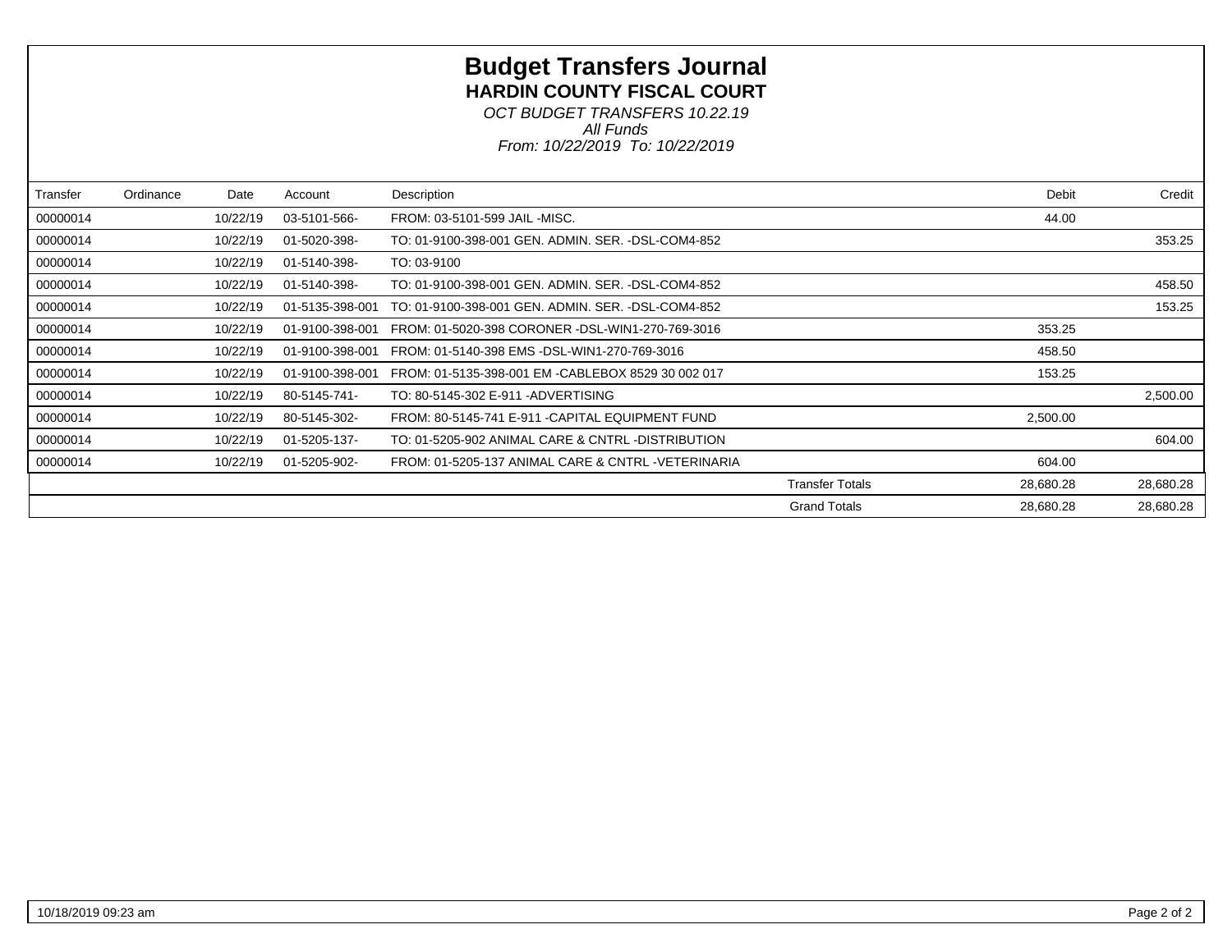# Budget Transfers Journal

## HARDIN COUNTY FISCAL COURT

*OCT BUDGET TRANSFERS 10.22.19*
*All Funds*
*From: 10/22/2019 To: 10/22/2019*

| Transfer | Ordinance | Date | Account | Description | Debit | Credit |
|---|---|---|---|---|---|---|
| 00000014 | | 10/22/19 | 03-5101-566- | FROM: 03-5101-599 JAIL -MISC. | 44.00 | |
| 00000014 | | 10/22/19 | 01-5020-398- | TO: 01-9100-398-001 GEN. ADMIN. SER. -DSL-COM4-852 | | 353.25 |
| 00000014 | | 10/22/19 | 01-5140-398- | TO: 03-9100 | | |
| 00000014 | | 10/22/19 | 01-5140-398- | TO: 01-9100-398-001 GEN. ADMIN. SER. -DSL-COM4-852 | | 458.50 |
| 00000014 | | 10/22/19 | 01-5135-398-001 | TO: 01-9100-398-001 GEN. ADMIN. SER. -DSL-COM4-852 | | 153.25 |
| 00000014 | | 10/22/19 | 01-9100-398-001 | FROM: 01-5020-398 CORONER -DSL-WIN1-270-769-3016 | 353.25 | |
| 00000014 | | 10/22/19 | 01-9100-398-001 | FROM: 01-5140-398 EMS -DSL-WIN1-270-769-3016 | 458.50 | |
| 00000014 | | 10/22/19 | 01-9100-398-001 | FROM: 01-5135-398-001 EM -CABLEBOX 8529 30 002 017 | 153.25 | |
| 00000014 | | 10/22/19 | 80-5145-741- | TO: 80-5145-302 E-911 -ADVERTISING | | 2,500.00 |
| 00000014 | | 10/22/19 | 80-5145-302- | FROM: 80-5145-741 E-911 -CAPITAL EQUIPMENT FUND | 2,500.00 | |
| 00000014 | | 10/22/19 | 01-5205-137- | TO: 01-5205-902 ANIMAL CARE & CNTRL -DISTRIBUTION | | 604.00 |
| 00000014 | | 10/22/19 | 01-5205-902- | FROM: 01-5205-137 ANIMAL CARE & CNTRL -VETERINARIA | 604.00 | |
| | | | | Transfer Totals | 28,680.28 | 28,680.28 |
| | | | | Grand Totals | 28,680.28 | 28,680.28 |

10/18/2019 09:23 am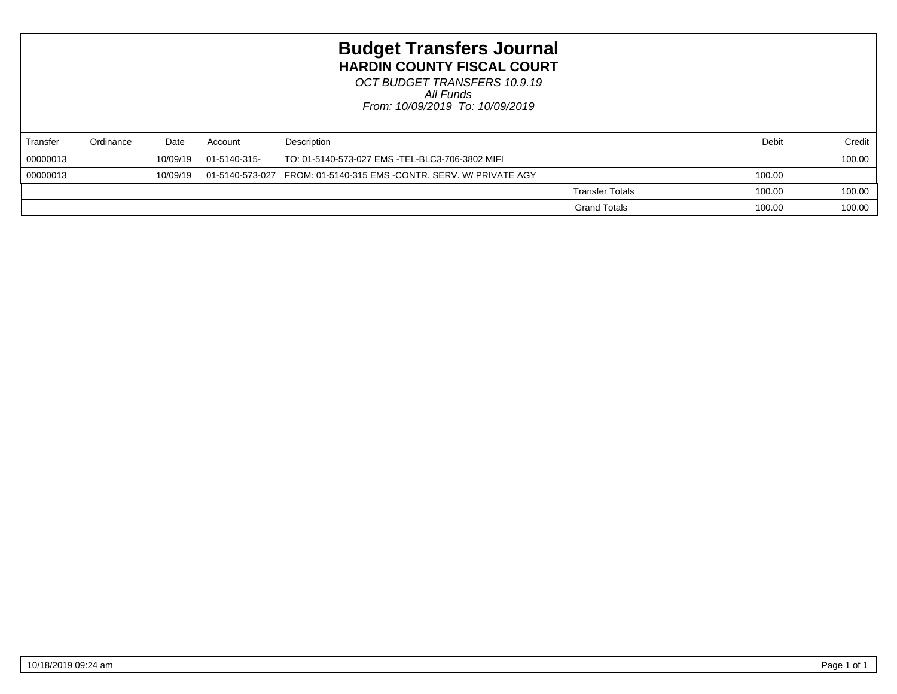# Budget Transfers Journal

## HARDIN COUNTY FISCAL COURT

*OCT BUDGET TRANSFERS 10.9.19*
*All Funds*
*From: 10/09/2019 To: 10/09/2019*

| Transfer | Ordinance | Date | Account | Description | | Debit | Credit |
|---|---|---|---|---|---|---|---|
| 00000013 | | 10/09/19 | 01-5140-315- | TO: 01-5140-573-027 EMS -TEL-BLC3-706-3802 MIFI | | | 100.00 |
| 00000013 | | 10/09/19 | 01-5140-573-027 | FROM: 01-5140-315 EMS -CONTR. SERV. W/ PRIVATE AGY | | 100.00 | |
| | | | | | Transfer Totals | 100.00 | 100.00 |
| | | | | | Grand Totals | 100.00 | 100.00 |

10/18/2019 09:24 am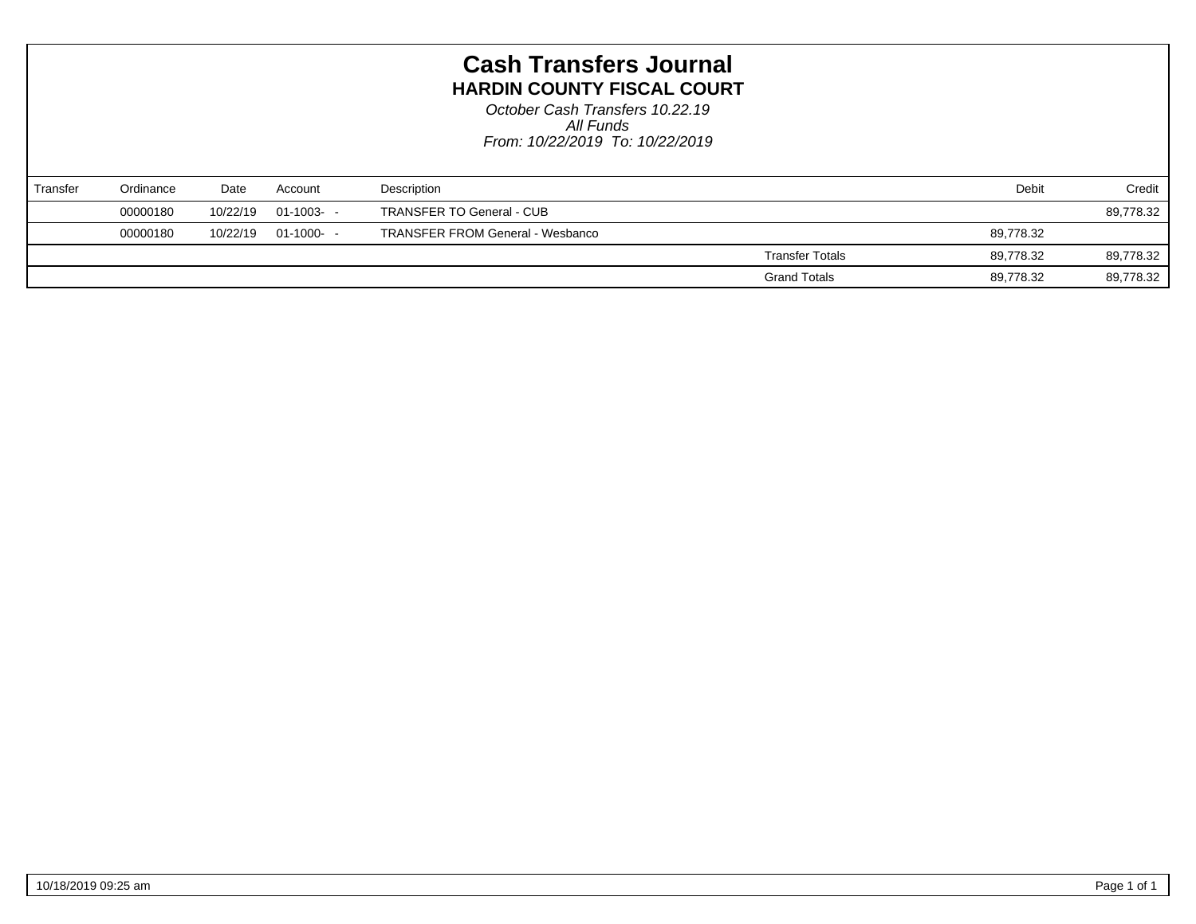# Cash Transfers Journal

## HARDIN COUNTY FISCAL COURT

*October Cash Transfers 10.22.19*
*All Funds*
*From: 10/22/2019 To: 10/22/2019*

| Transfer | Ordinance | Date | Account | Description | | Debit | Credit |
|---|---|---|---|---|---|---|---|
| | 00000180 | 10/22/19 | 01-1003- - | TRANSFER TO General - CUB | | | 89,778.32 |
| | 00000180 | 10/22/19 | 01-1000- - | TRANSFER FROM General - Wesbanco | | 89,778.32 | |
| | | | | | Transfer Totals | 89,778.32 | 89,778.32 |
| | | | | | Grand Totals | 89,778.32 | 89,778.32 |

10/18/2019 09:25 am